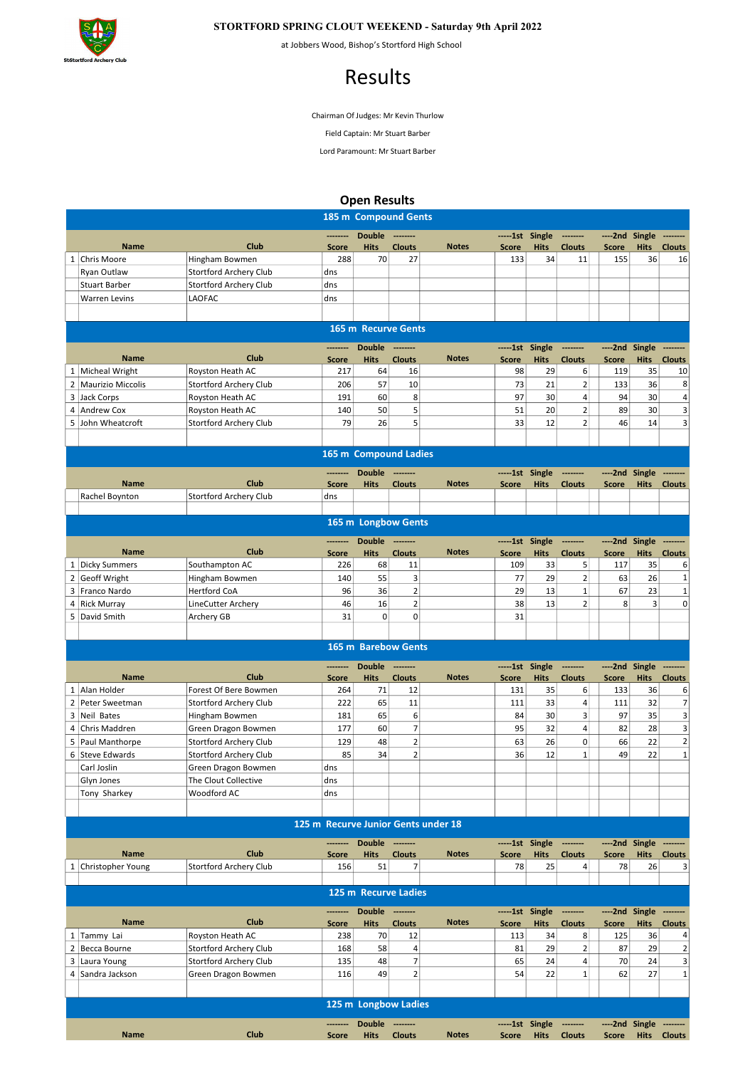StStortford Archery Club

**STORTFORD SPRING CLOUT WEEKEND - Saturday 9th April 2022**

at Jobbers Wood, Bishop's Stortford High School

# Results

Chairman Of Judges: Mr Kevin Thurlow

Field Captain: Mr Stuart Barber

Lord Paramount: Mr Stuart Barber

## Open Results

### 185 m Compound Gents

| | Name | Club | Double Score | Double Hits | Double Clouts | Notes | 1st Single Score | 1st Single Hits | 1st Single Clouts | 2nd Single Score | 2nd Single Hits | 2nd Single Clouts |
|---|---|---|---|---|---|---|---|---|---|---|---|---|
| 1 | Chris Moore | Hingham Bowmen | 288 | 70 | 27 | | 133 | 34 | 11 | 155 | 36 | 16 |
| | Ryan Outlaw | Stortford Archery Club | dns | | | | | | | | | |
| | Stuart Barber | Stortford Archery Club | dns | | | | | | | | | |
| | Warren Levins | LAOFAC | dns | | | | | | | | | |

### 165 m Recurve Gents

| | Name | Club | Double Score | Double Hits | Double Clouts | Notes | 1st Single Score | 1st Single Hits | 1st Single Clouts | 2nd Single Score | 2nd Single Hits | 2nd Single Clouts |
|---|---|---|---|---|---|---|---|---|---|---|---|---|
| 1 | Micheal Wright | Royston Heath AC | 217 | 64 | 16 | | 98 | 29 | 6 | 119 | 35 | 10 |
| 2 | Maurizio Miccolis | Stortford Archery Club | 206 | 57 | 10 | | 73 | 21 | 2 | 133 | 36 | 8 |
| 3 | Jack Corps | Royston Heath AC | 191 | 60 | 8 | | 97 | 30 | 4 | 94 | 30 | 4 |
| 4 | Andrew Cox | Royston Heath AC | 140 | 50 | 5 | | 51 | 20 | 2 | 89 | 30 | 3 |
| 5 | John Wheatcroft | Stortford Archery Club | 79 | 26 | 5 | | 33 | 12 | 2 | 46 | 14 | 3 |

### 165 m Compound Ladies

| | Name | Club | Double Score | Double Hits | Double Clouts | Notes | 1st Single Score | 1st Single Hits | 1st Single Clouts | 2nd Single Score | 2nd Single Hits | 2nd Single Clouts |
|---|---|---|---|---|---|---|---|---|---|---|---|---|
| | Rachel Boynton | Stortford Archery Club | dns | | | | | | | | | |

### 165 m Longbow Gents

| | Name | Club | Double Score | Double Hits | Double Clouts | Notes | 1st Single Score | 1st Single Hits | 1st Single Clouts | 2nd Single Score | 2nd Single Hits | 2nd Single Clouts |
|---|---|---|---|---|---|---|---|---|---|---|---|---|
| 1 | Dicky Summers | Southampton AC | 226 | 68 | 11 | | 109 | 33 | 5 | 117 | 35 | 6 |
| 2 | Geoff Wright | Hingham Bowmen | 140 | 55 | 3 | | 77 | 29 | 2 | 63 | 26 | 1 |
| 3 | Franco Nardo | Hertford CoA | 96 | 36 | 2 | | 29 | 13 | 1 | 67 | 23 | 1 |
| 4 | Rick Murray | LineCutter Archery | 46 | 16 | 2 | | 38 | 13 | 2 | 8 | 3 | 0 |
| 5 | David Smith | Archery GB | 31 | 0 | 0 | | 31 | | | | | |

### 165 m Barebow Gents

| | Name | Club | Double Score | Double Hits | Double Clouts | Notes | 1st Single Score | 1st Single Hits | 1st Single Clouts | 2nd Single Score | 2nd Single Hits | 2nd Single Clouts |
|---|---|---|---|---|---|---|---|---|---|---|---|---|
| 1 | Alan Holder | Forest Of Bere Bowmen | 264 | 71 | 12 | | 131 | 35 | 6 | 133 | 36 | 6 |
| 2 | Peter Sweetman | Stortford Archery Club | 222 | 65 | 11 | | 111 | 33 | 4 | 111 | 32 | 7 |
| 3 | Neil Bates | Hingham Bowmen | 181 | 65 | 6 | | 84 | 30 | 3 | 97 | 35 | 3 |
| 4 | Chris Maddren | Green Dragon Bowmen | 177 | 60 | 7 | | 95 | 32 | 4 | 82 | 28 | 3 |
| 5 | Paul Manthorpe | Stortford Archery Club | 129 | 48 | 2 | | 63 | 26 | 0 | 66 | 22 | 2 |
| 6 | Steve Edwards | Stortford Archery Club | 85 | 34 | 2 | | 36 | 12 | 1 | 49 | 22 | 1 |
| | Carl Joslin | Green Dragon Bowmen | dns | | | | | | | | | |
| | Glyn Jones | The Clout Collective | dns | | | | | | | | | |
| | Tony Sharkey | Woodford AC | dns | | | | | | | | | |

### 125 m Recurve Junior Gents under 18

| | Name | Club | Double Score | Double Hits | Double Clouts | Notes | 1st Single Score | 1st Single Hits | 1st Single Clouts | 2nd Single Score | 2nd Single Hits | 2nd Single Clouts |
|---|---|---|---|---|---|---|---|---|---|---|---|---|
| 1 | Christopher Young | Stortford Archery Club | 156 | 51 | 7 | | 78 | 25 | 4 | 78 | 26 | 3 |

### 125 m Recurve Ladies

| | Name | Club | Double Score | Double Hits | Double Clouts | Notes | 1st Single Score | 1st Single Hits | 1st Single Clouts | 2nd Single Score | 2nd Single Hits | 2nd Single Clouts |
|---|---|---|---|---|---|---|---|---|---|---|---|---|
| 1 | Tammy Lai | Royston Heath AC | 238 | 70 | 12 | | 113 | 34 | 8 | 125 | 36 | 4 |
| 2 | Becca Bourne | Stortford Archery Club | 168 | 58 | 4 | | 81 | 29 | 2 | 87 | 29 | 2 |
| 3 | Laura Young | Stortford Archery Club | 135 | 48 | 7 | | 65 | 24 | 4 | 70 | 24 | 3 |
| 4 | Sandra Jackson | Green Dragon Bowmen | 116 | 49 | 2 | | 54 | 22 | 1 | 62 | 27 | 1 |

### 125 m Longbow Ladies

| | Name | Club | Double Score | Double Hits | Double Clouts | Notes | 1st Single Score | 1st Single Hits | 1st Single Clouts | 2nd Single Score | 2nd Single Hits | 2nd Single Clouts |
|---|---|---|---|---|---|---|---|---|---|---|---|---|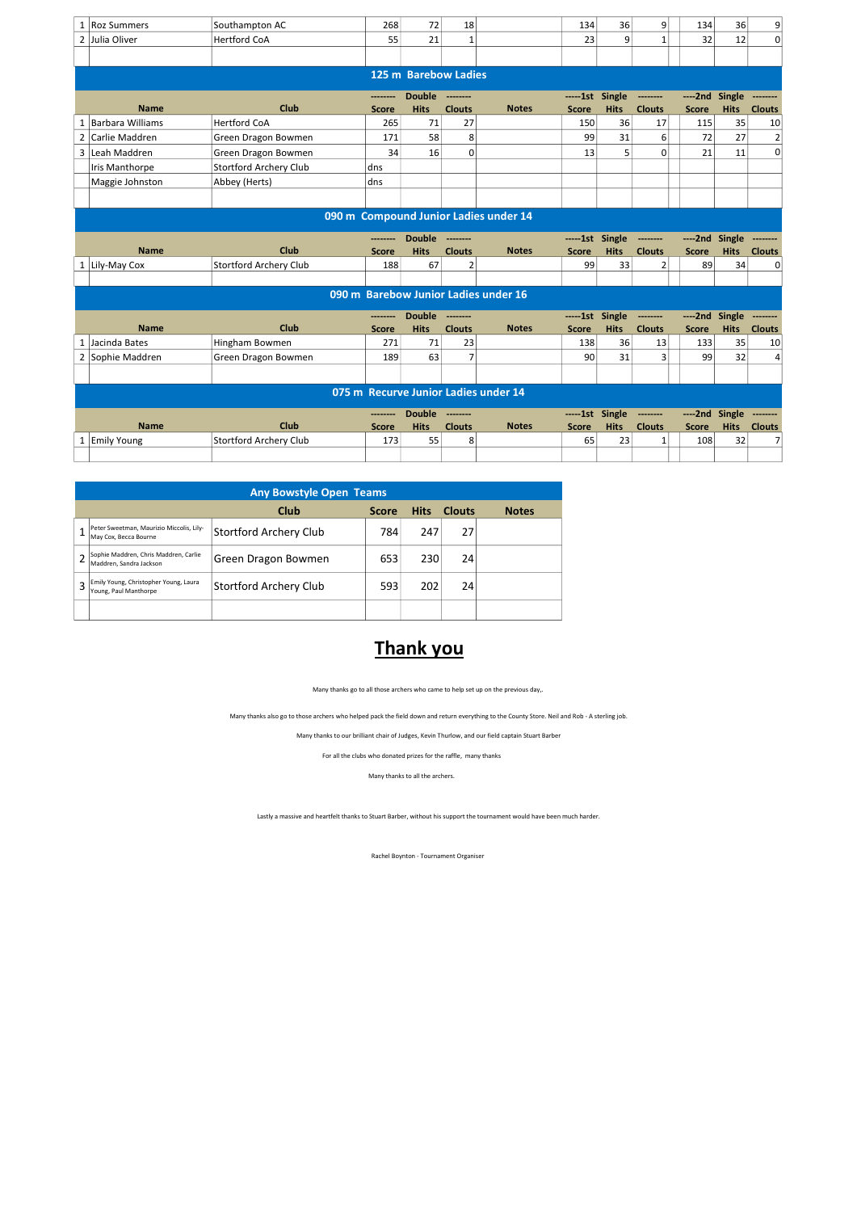| | | | | | | | | | | | | | |
|---|---|---|---|---|---|---|---|---|---|---|---|---|---|
| 1 | Roz Summers | Southampton AC | 268 | 72 | 18 | | 134 | 36 | 9 | | 134 | 36 | 9 |
| 2 | Julia Oliver | Hertford CoA | 55 | 21 | 1 | | 23 | 9 | 1 | | 32 | 12 | 0 |

## 125 m Barebow Ladies

| | | | -------- Double | -------- | | | -----1st Single | -------- | | | ----2nd Single | -------- | |
|---|---|---|---|---|---|---|---|---|---|---|---|---|---|
| | Name | Club | Score | Hits | Clouts | Notes | Score | Hits | Clouts | | Score | Hits | Clouts |
| 1 | Barbara Williams | Hertford CoA | 265 | 71 | 27 | | 150 | 36 | 17 | | 115 | 35 | 10 |
| 2 | Carlie Maddren | Green Dragon Bowmen | 171 | 58 | 8 | | 99 | 31 | 6 | | 72 | 27 | 2 |
| 3 | Leah Maddren | Green Dragon Bowmen | 34 | 16 | 0 | | 13 | 5 | 0 | | 21 | 11 | 0 |
| | Iris Manthorpe | Stortford Archery Club | dns | | | | | | | | | | |
| | Maggie Johnston | Abbey (Herts) | dns | | | | | | | | | | |

## 090 m Compound Junior Ladies under 14

| | | | -------- Double | -------- | | | -----1st Single | -------- | | | ----2nd Single | -------- | |
|---|---|---|---|---|---|---|---|---|---|---|---|---|---|
| | Name | Club | Score | Hits | Clouts | Notes | Score | Hits | Clouts | | Score | Hits | Clouts |
| 1 | Lily-May Cox | Stortford Archery Club | 188 | 67 | 2 | | 99 | 33 | 2 | | 89 | 34 | 0 |

## 090 m Barebow Junior Ladies under 16

| | | | -------- Double | -------- | | | -----1st Single | -------- | | | ----2nd Single | -------- | |
|---|---|---|---|---|---|---|---|---|---|---|---|---|---|
| | Name | Club | Score | Hits | Clouts | Notes | Score | Hits | Clouts | | Score | Hits | Clouts |
| 1 | Jacinda Bates | Hingham Bowmen | 271 | 71 | 23 | | 138 | 36 | 13 | | 133 | 35 | 10 |
| 2 | Sophie Maddren | Green Dragon Bowmen | 189 | 63 | 7 | | 90 | 31 | 3 | | 99 | 32 | 4 |

## 075 m Recurve Junior Ladies under 14

| | | | -------- Double | -------- | | | -----1st Single | -------- | | | ----2nd Single | -------- | |
|---|---|---|---|---|---|---|---|---|---|---|---|---|---|
| | Name | Club | Score | Hits | Clouts | Notes | Score | Hits | Clouts | | Score | Hits | Clouts |
| 1 | Emily Young | Stortford Archery Club | 173 | 55 | 8 | | 65 | 23 | 1 | | 108 | 32 | 7 |

## Any Bowstyle Open Teams

| | | Club | Score | Hits | Clouts | Notes |
|---|---|---|---|---|---|---|
| 1 | Peter Sweetman, Maurizio Miccolis, Lily-May Cox, Becca Bourne | Stortford Archery Club | 784 | 247 | 27 | |
| 2 | Sophie Maddren, Chris Maddren, Carlie Maddren, Sandra Jackson | Green Dragon Bowmen | 653 | 230 | 24 | |
| 3 | Emily Young, Christopher Young, Laura Young, Paul Manthorpe | Stortford Archery Club | 593 | 202 | 24 | |

# Thank you

Many thanks go to all those archers who came to help set up on the previous day,.

Many thanks also go to those archers who helped pack the field down and return everything to the County Store. Neil and Rob - A sterling job.

Many thanks to our brilliant chair of Judges, Kevin Thurlow, and our field captain Stuart Barber

For all the clubs who donated prizes for the raffle, many thanks

Many thanks to all the archers.

Lastly a massive and heartfelt thanks to Stuart Barber, without his support the tournament would have been much harder.

Rachel Boynton - Tournament Organiser